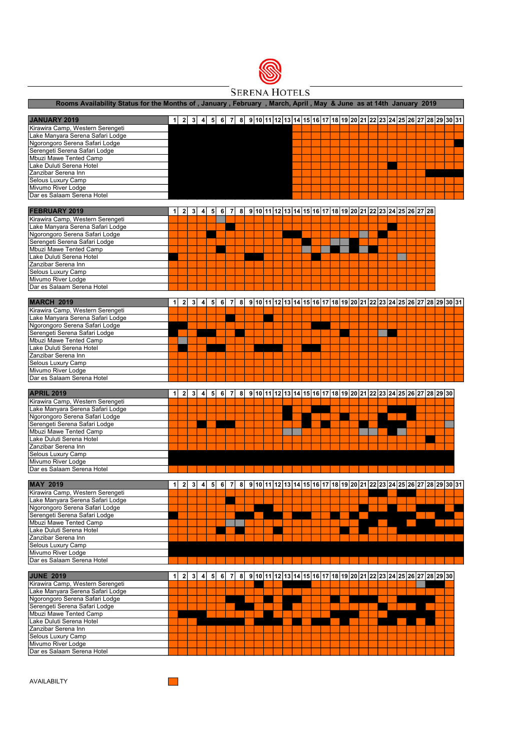# SERENA HOTELS

**Rooms Availability Status for the Months of , January , February , March, April , May & June as at 14th January 2019**

| JANUARY 2019 | 1 | 2 | 3 | 4 | 5 | 6 | 7 | 8 | 9 | 10 | 11 | 12 | 13 | 14 | 15 | 16 | 17 | 18 | 19 | 20 | 21 | 22 | 23 | 24 | 25 | 26 | 27 | 28 | 29 | 30 | 31 |
|---|---|---|---|---|---|---|---|---|---|---|---|---|---|---|---|---|---|---|---|---|---|---|---|---|---|---|---|---|---|---|---|
| Kirawira Camp, Western Serengeti | | | | | | | | | | | | | | | | | | | | | | | | | | | | | | | |
| Lake Manyara Serena Safari Lodge | | | | | | | | | | | | | | | | | | | | | | | | | | | | | | | |
| Ngorongoro Serena Safari Lodge | | | | | | | | | | | | | | | | | | | | | | | | | | | | | | | |
| Serengeti Serena Safari Lodge | | | | | | | | | | | | | | | | | | | | | | | | | | | | | | | |
| Mbuzi Mawe Tented Camp | | | | | | | | | | | | | | | | | | | | | | | | | | | | | | | |
| Lake Duluti Serena Hotel | | | | | | | | | | | | | | | | | | | | | | | | | | | | | | | |
| Zanzibar Serena Inn | | | | | | | | | | | | | | | | | | | | | | | | | | | | | | | |
| Selous Luxury Camp | | | | | | | | | | | | | | | | | | | | | | | | | | | | | | | |
| Mivumo River Lodge | | | | | | | | | | | | | | | | | | | | | | | | | | | | | | | |
| Dar es Salaam Serena Hotel | | | | | | | | | | | | | | | | | | | | | | | | | | | | | | | |

| FEBRUARY 2019 | 1 | 2 | 3 | 4 | 5 | 6 | 7 | 8 | 9 | 10 | 11 | 12 | 13 | 14 | 15 | 16 | 17 | 18 | 19 | 20 | 21 | 22 | 23 | 24 | 25 | 26 | 27 | 28 |
|---|---|---|---|---|---|---|---|---|---|---|---|---|---|---|---|---|---|---|---|---|---|---|---|---|---|---|---|---|
| Kirawira Camp, Western Serengeti | | | | | | | | | | | | | | | | | | | | | | | | | | | | |
| Lake Manyara Serena Safari Lodge | | | | | | | | | | | | | | | | | | | | | | | | | | | | |
| Ngorongoro Serena Safari Lodge | | | | | | | | | | | | | | | | | | | | | | | | | | | | |
| Serengeti Serena Safari Lodge | | | | | | | | | | | | | | | | | | | | | | | | | | | | |
| Mbuzi Mawe Tented Camp | | | | | | | | | | | | | | | | | | | | | | | | | | | | |
| Lake Duluti Serena Hotel | | | | | | | | | | | | | | | | | | | | | | | | | | | | |
| Zanzibar Serena Inn | | | | | | | | | | | | | | | | | | | | | | | | | | | | |
| Selous Luxury Camp | | | | | | | | | | | | | | | | | | | | | | | | | | | | |
| Mivumo River Lodge | | | | | | | | | | | | | | | | | | | | | | | | | | | | |
| Dar es Salaam Serena Hotel | | | | | | | | | | | | | | | | | | | | | | | | | | | | |

| MARCH 2019 | 1 | 2 | 3 | 4 | 5 | 6 | 7 | 8 | 9 | 10 | 11 | 12 | 13 | 14 | 15 | 16 | 17 | 18 | 19 | 20 | 21 | 22 | 23 | 24 | 25 | 26 | 27 | 28 | 29 | 30 | 31 |
|---|---|---|---|---|---|---|---|---|---|---|---|---|---|---|---|---|---|---|---|---|---|---|---|---|---|---|---|---|---|---|---|
| Kirawira Camp, Western Serengeti | | | | | | | | | | | | | | | | | | | | | | | | | | | | | | | |
| Lake Manyara Serena Safari Lodge | | | | | | | | | | | | | | | | | | | | | | | | | | | | | | | |
| Ngorongoro Serena Safari Lodge | | | | | | | | | | | | | | | | | | | | | | | | | | | | | | | |
| Serengeti Serena Safari Lodge | | | | | | | | | | | | | | | | | | | | | | | | | | | | | | | |
| Mbuzi Mawe Tented Camp | | | | | | | | | | | | | | | | | | | | | | | | | | | | | | | |
| Lake Duluti Serena Hotel | | | | | | | | | | | | | | | | | | | | | | | | | | | | | | | |
| Zanzibar Serena Inn | | | | | | | | | | | | | | | | | | | | | | | | | | | | | | | |
| Selous Luxury Camp | | | | | | | | | | | | | | | | | | | | | | | | | | | | | | | |
| Mivumo River Lodge | | | | | | | | | | | | | | | | | | | | | | | | | | | | | | | |
| Dar es Salaam Serena Hotel | | | | | | | | | | | | | | | | | | | | | | | | | | | | | | | |

| APRIL 2019 | 1 | 2 | 3 | 4 | 5 | 6 | 7 | 8 | 9 | 10 | 11 | 12 | 13 | 14 | 15 | 16 | 17 | 18 | 19 | 20 | 21 | 22 | 23 | 24 | 25 | 26 | 27 | 28 | 29 | 30 |
|---|---|---|---|---|---|---|---|---|---|---|---|---|---|---|---|---|---|---|---|---|---|---|---|---|---|---|---|---|---|---|
| Kirawira Camp, Western Serengeti | | | | | | | | | | | | | | | | | | | | | | | | | | | | | | |
| Lake Manyara Serena Safari Lodge | | | | | | | | | | | | | | | | | | | | | | | | | | | | | | |
| Ngorongoro Serena Safari Lodge | | | | | | | | | | | | | | | | | | | | | | | | | | | | | | |
| Serengeti Serena Safari Lodge | | | | | | | | | | | | | | | | | | | | | | | | | | | | | | |
| Mbuzi Mawe Tented Camp | | | | | | | | | | | | | | | | | | | | | | | | | | | | | | |
| Lake Duluti Serena Hotel | | | | | | | | | | | | | | | | | | | | | | | | | | | | | | |
| Zanzibar Serena Inn | | | | | | | | | | | | | | | | | | | | | | | | | | | | | | |
| Selous Luxury Camp | | | | | | | | | | | | | | | | | | | | | | | | | | | | | | |
| Mivumo River Lodge | | | | | | | | | | | | | | | | | | | | | | | | | | | | | | |
| Dar es Salaam Serena Hotel | | | | | | | | | | | | | | | | | | | | | | | | | | | | | | |

| MAY 2019 | 1 | 2 | 3 | 4 | 5 | 6 | 7 | 8 | 9 | 10 | 11 | 12 | 13 | 14 | 15 | 16 | 17 | 18 | 19 | 20 | 21 | 22 | 23 | 24 | 25 | 26 | 27 | 28 | 29 | 30 | 31 |
|---|---|---|---|---|---|---|---|---|---|---|---|---|---|---|---|---|---|---|---|---|---|---|---|---|---|---|---|---|---|---|---|
| Kirawira Camp, Western Serengeti | | | | | | | | | | | | | | | | | | | | | | | | | | | | | | | |
| Lake Manyara Serena Safari Lodge | | | | | | | | | | | | | | | | | | | | | | | | | | | | | | | |
| Ngorongoro Serena Safari Lodge | | | | | | | | | | | | | | | | | | | | | | | | | | | | | | | |
| Serengeti Serena Safari Lodge | | | | | | | | | | | | | | | | | | | | | | | | | | | | | | | |
| Mbuzi Mawe Tented Camp | | | | | | | | | | | | | | | | | | | | | | | | | | | | | | | |
| Lake Duluti Serena Hotel | | | | | | | | | | | | | | | | | | | | | | | | | | | | | | | |
| Zanzibar Serena Inn | | | | | | | | | | | | | | | | | | | | | | | | | | | | | | | |
| Selous Luxury Camp | | | | | | | | | | | | | | | | | | | | | | | | | | | | | | | |
| Mivumo River Lodge | | | | | | | | | | | | | | | | | | | | | | | | | | | | | | | |
| Dar es Salaam Serena Hotel | | | | | | | | | | | | | | | | | | | | | | | | | | | | | | | |

| JUNE 2019 | 1 | 2 | 3 | 4 | 5 | 6 | 7 | 8 | 9 | 10 | 11 | 12 | 13 | 14 | 15 | 16 | 17 | 18 | 19 | 20 | 21 | 22 | 23 | 24 | 25 | 26 | 27 | 28 | 29 | 30 |
|---|---|---|---|---|---|---|---|---|---|---|---|---|---|---|---|---|---|---|---|---|---|---|---|---|---|---|---|---|---|---|
| Kirawira Camp, Western Serengeti | | | | | | | | | | | | | | | | | | | | | | | | | | | | | | |
| Lake Manyara Serena Safari Lodge | | | | | | | | | | | | | | | | | | | | | | | | | | | | | | |
| Ngorongoro Serena Safari Lodge | | | | | | | | | | | | | | | | | | | | | | | | | | | | | | |
| Serengeti Serena Safari Lodge | | | | | | | | | | | | | | | | | | | | | | | | | | | | | | |
| Mbuzi Mawe Tented Camp | | | | | | | | | | | | | | | | | | | | | | | | | | | | | | |
| Lake Duluti Serena Hotel | | | | | | | | | | | | | | | | | | | | | | | | | | | | | | |
| Zanzibar Serena Inn | | | | | | | | | | | | | | | | | | | | | | | | | | | | | | |
| Selous Luxury Camp | | | | | | | | | | | | | | | | | | | | | | | | | | | | | | |
| Mivumo River Lodge | | | | | | | | | | | | | | | | | | | | | | | | | | | | | | |
| Dar es Salaam Serena Hotel | | | | | | | | | | | | | | | | | | | | | | | | | | | | | | |

AVAILABILTY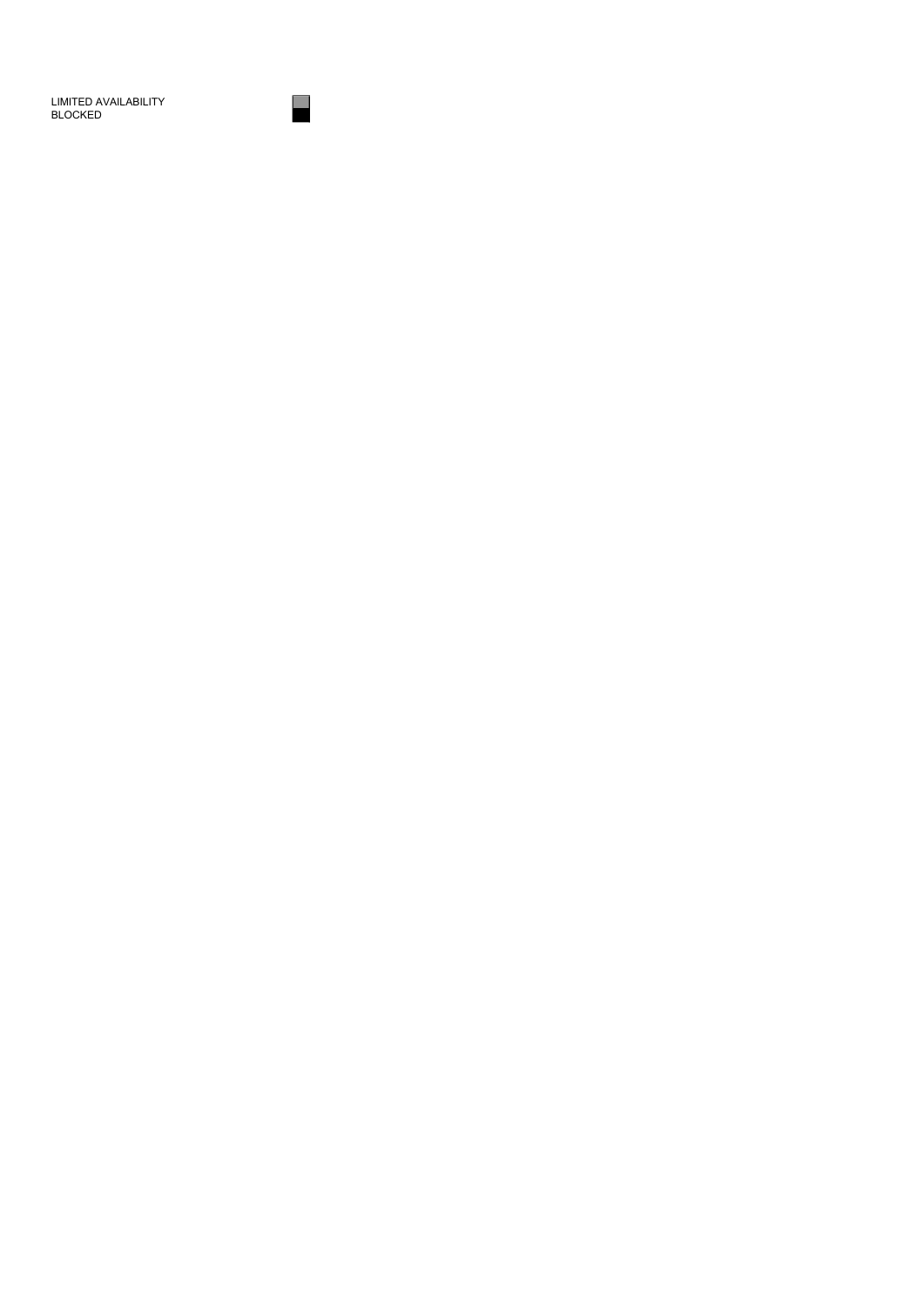LIMITED AVAILABILITY
BLOCKED